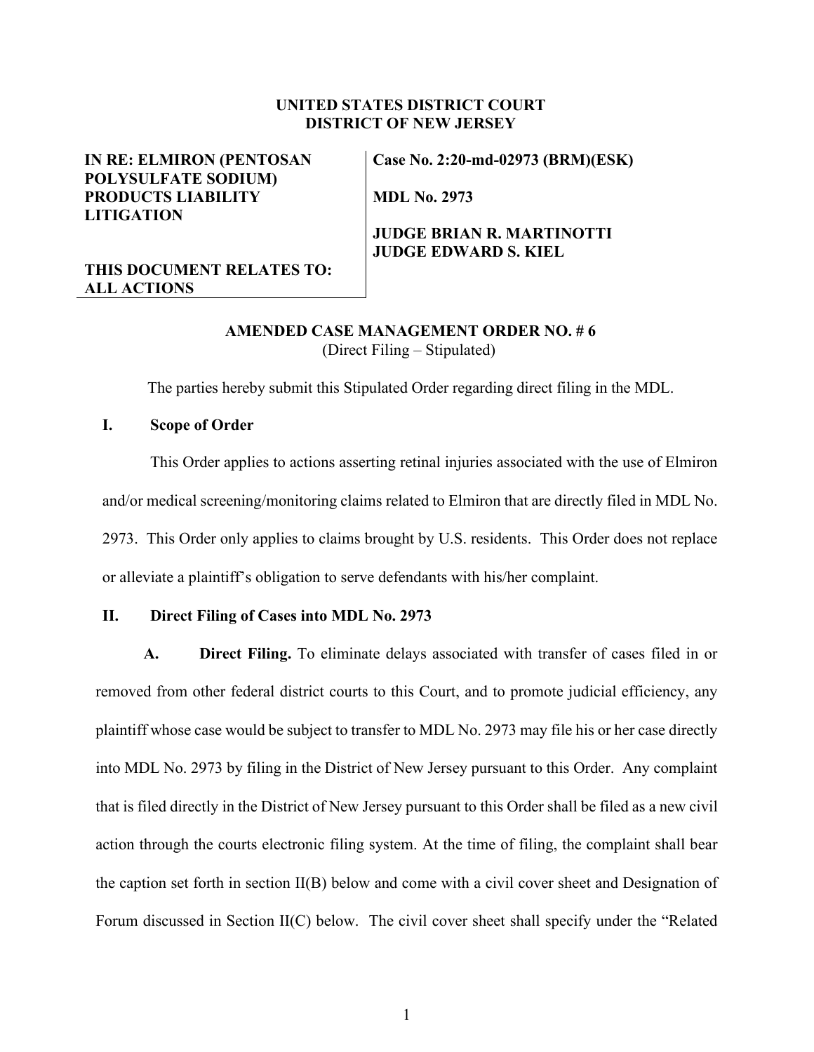**UNITED STATES DISTRICT COURT**
**DISTRICT OF NEW JERSEY**

| | |
|---|---|
| **IN RE: ELMIRON (PENTOSAN POLYSULFATE SODIUM) PRODUCTS LIABILITY LITIGATION** | **Case No. 2:20-md-02973 (BRM)(ESK)** |
| | **MDL No. 2973** |
| **THIS DOCUMENT RELATES TO: ALL ACTIONS** | **JUDGE BRIAN R. MARTINOTTI** **JUDGE EDWARD S. KIEL** |

**AMENDED CASE MANAGEMENT ORDER NO. # 6**
(Direct Filing – Stipulated)

The parties hereby submit this Stipulated Order regarding direct filing in the MDL.

## I. Scope of Order

This Order applies to actions asserting retinal injuries associated with the use of Elmiron and/or medical screening/monitoring claims related to Elmiron that are directly filed in MDL No. 2973. This Order only applies to claims brought by U.S. residents. This Order does not replace or alleviate a plaintiff's obligation to serve defendants with his/her complaint.

## II. Direct Filing of Cases into MDL No. 2973

**A. Direct Filing.** To eliminate delays associated with transfer of cases filed in or removed from other federal district courts to this Court, and to promote judicial efficiency, any plaintiff whose case would be subject to transfer to MDL No. 2973 may file his or her case directly into MDL No. 2973 by filing in the District of New Jersey pursuant to this Order. Any complaint that is filed directly in the District of New Jersey pursuant to this Order shall be filed as a new civil action through the courts electronic filing system. At the time of filing, the complaint shall bear the caption set forth in section II(B) below and come with a civil cover sheet and Designation of Forum discussed in Section II(C) below. The civil cover sheet shall specify under the "Related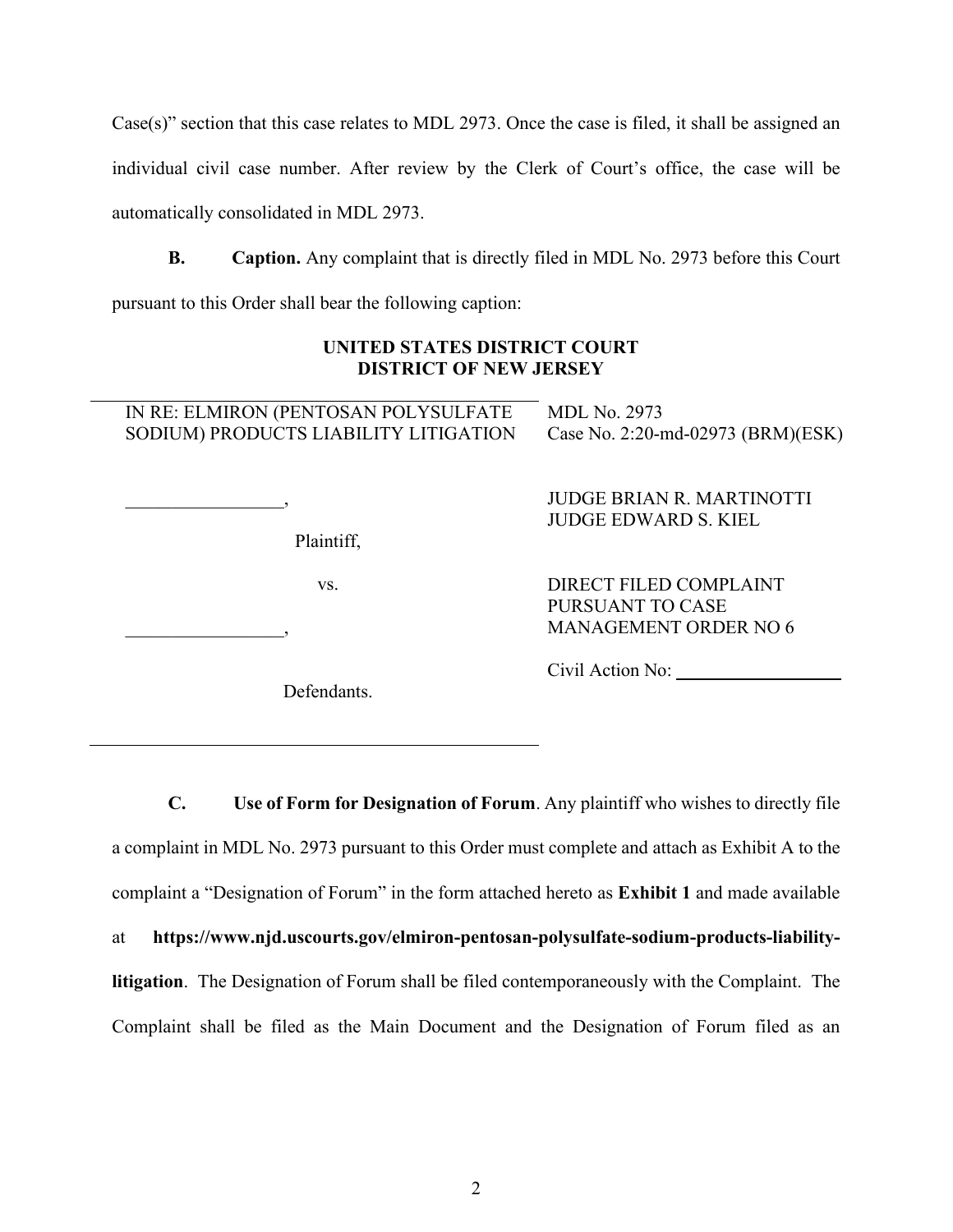Case(s)" section that this case relates to MDL 2973. Once the case is filed, it shall be assigned an individual civil case number. After review by the Clerk of Court's office, the case will be automatically consolidated in MDL 2973.

**B. Caption.** Any complaint that is directly filed in MDL No. 2973 before this Court pursuant to this Order shall bear the following caption:

**UNITED STATES DISTRICT COURT**
**DISTRICT OF NEW JERSEY**

| | |
|---|---|
| IN RE: ELMIRON (PENTOSAN POLYSULFATE SODIUM) PRODUCTS LIABILITY LITIGATION | MDL No. 2973<br>Case No. 2:20-md-02973 (BRM)(ESK) |
| _________________,<br><br>Plaintiff, | JUDGE BRIAN R. MARTINOTTI<br>JUDGE EDWARD S. KIEL |
| vs.<br><br>_________________, | DIRECT FILED COMPLAINT PURSUANT TO CASE MANAGEMENT ORDER NO 6 |
| Defendants. | Civil Action No: __________________ |

**C. Use of Form for Designation of Forum**. Any plaintiff who wishes to directly file a complaint in MDL No. 2973 pursuant to this Order must complete and attach as Exhibit A to the complaint a "Designation of Forum" in the form attached hereto as **Exhibit 1** and made available at **https://www.njd.uscourts.gov/elmiron-pentosan-polysulfate-sodium-products-liability-litigation**. The Designation of Forum shall be filed contemporaneously with the Complaint. The Complaint shall be filed as the Main Document and the Designation of Forum filed as an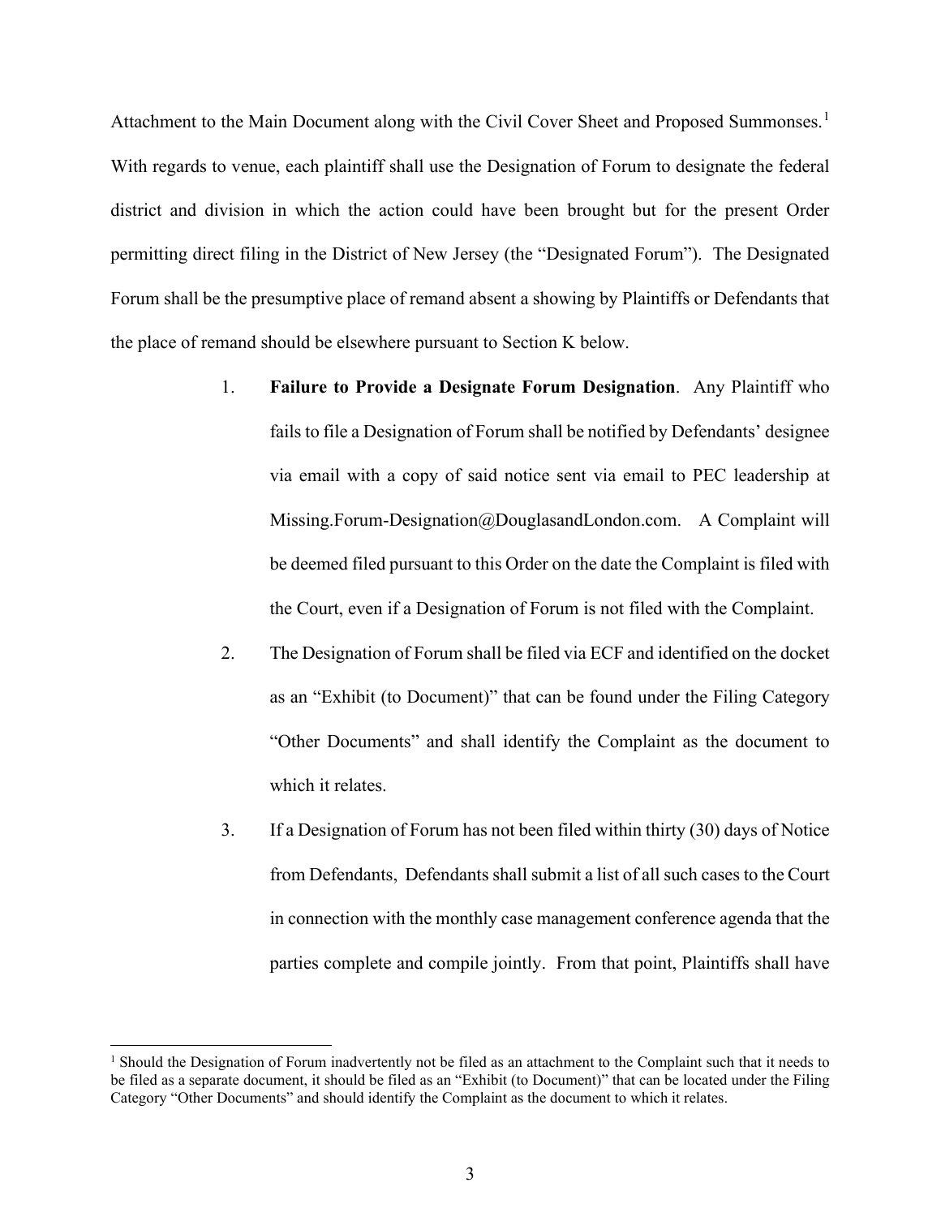Attachment to the Main Document along with the Civil Cover Sheet and Proposed Summonses.[1] With regards to venue, each plaintiff shall use the Designation of Forum to designate the federal district and division in which the action could have been brought but for the present Order permitting direct filing in the District of New Jersey (the "Designated Forum"). The Designated Forum shall be the presumptive place of remand absent a showing by Plaintiffs or Defendants that the place of remand should be elsewhere pursuant to Section K below.

1. **Failure to Provide a Designate Forum Designation**. Any Plaintiff who fails to file a Designation of Forum shall be notified by Defendants' designee via email with a copy of said notice sent via email to PEC leadership at Missing.Forum-Designation@DouglasandLondon.com. A Complaint will be deemed filed pursuant to this Order on the date the Complaint is filed with the Court, even if a Designation of Forum is not filed with the Complaint.

2. The Designation of Forum shall be filed via ECF and identified on the docket as an "Exhibit (to Document)" that can be found under the Filing Category "Other Documents" and shall identify the Complaint as the document to which it relates.

3. If a Designation of Forum has not been filed within thirty (30) days of Notice from Defendants, Defendants shall submit a list of all such cases to the Court in connection with the monthly case management conference agenda that the parties complete and compile jointly. From that point, Plaintiffs shall have

[1] Should the Designation of Forum inadvertently not be filed as an attachment to the Complaint such that it needs to be filed as a separate document, it should be filed as an "Exhibit (to Document)" that can be located under the Filing Category "Other Documents" and should identify the Complaint as the document to which it relates.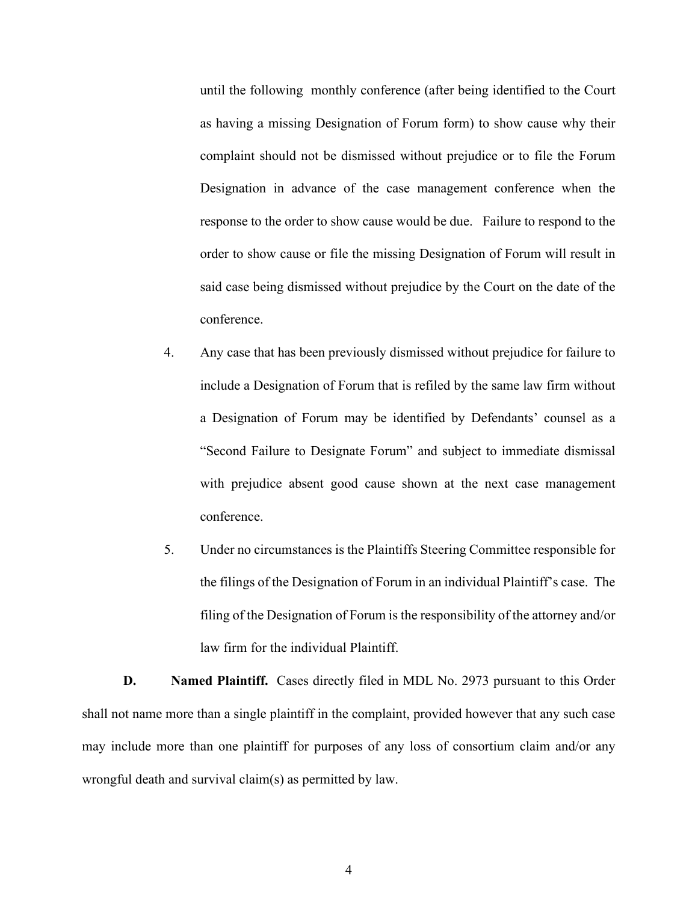until the following monthly conference (after being identified to the Court as having a missing Designation of Forum form) to show cause why their complaint should not be dismissed without prejudice or to file the Forum Designation in advance of the case management conference when the response to the order to show cause would be due. Failure to respond to the order to show cause or file the missing Designation of Forum will result in said case being dismissed without prejudice by the Court on the date of the conference.

4. Any case that has been previously dismissed without prejudice for failure to include a Designation of Forum that is refiled by the same law firm without a Designation of Forum may be identified by Defendants' counsel as a "Second Failure to Designate Forum" and subject to immediate dismissal with prejudice absent good cause shown at the next case management conference.

5. Under no circumstances is the Plaintiffs Steering Committee responsible for the filings of the Designation of Forum in an individual Plaintiff's case. The filing of the Designation of Forum is the responsibility of the attorney and/or law firm for the individual Plaintiff.

**D. Named Plaintiff.** Cases directly filed in MDL No. 2973 pursuant to this Order shall not name more than a single plaintiff in the complaint, provided however that any such case may include more than one plaintiff for purposes of any loss of consortium claim and/or any wrongful death and survival claim(s) as permitted by law.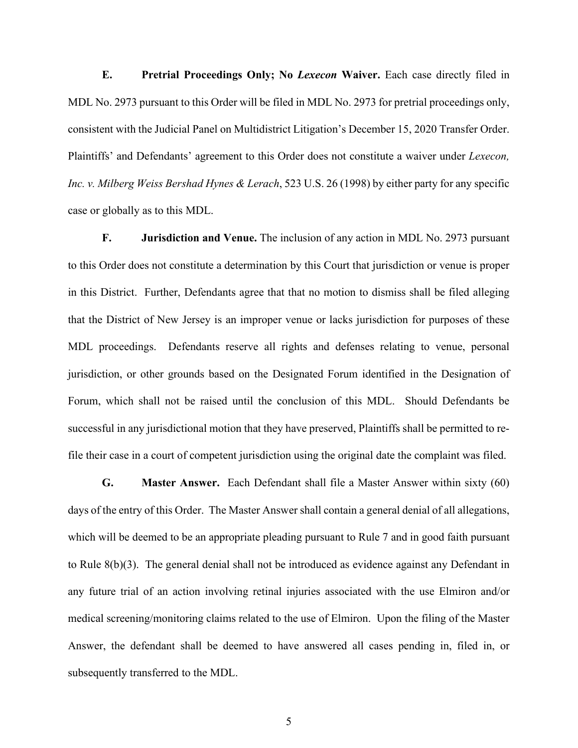**E. Pretrial Proceedings Only; No *Lexecon* Waiver.** Each case directly filed in MDL No. 2973 pursuant to this Order will be filed in MDL No. 2973 for pretrial proceedings only, consistent with the Judicial Panel on Multidistrict Litigation's December 15, 2020 Transfer Order. Plaintiffs' and Defendants' agreement to this Order does not constitute a waiver under *Lexecon, Inc. v. Milberg Weiss Bershad Hynes & Lerach*, 523 U.S. 26 (1998) by either party for any specific case or globally as to this MDL.

**F. Jurisdiction and Venue.** The inclusion of any action in MDL No. 2973 pursuant to this Order does not constitute a determination by this Court that jurisdiction or venue is proper in this District. Further, Defendants agree that that no motion to dismiss shall be filed alleging that the District of New Jersey is an improper venue or lacks jurisdiction for purposes of these MDL proceedings. Defendants reserve all rights and defenses relating to venue, personal jurisdiction, or other grounds based on the Designated Forum identified in the Designation of Forum, which shall not be raised until the conclusion of this MDL. Should Defendants be successful in any jurisdictional motion that they have preserved, Plaintiffs shall be permitted to re-file their case in a court of competent jurisdiction using the original date the complaint was filed.

**G. Master Answer.** Each Defendant shall file a Master Answer within sixty (60) days of the entry of this Order. The Master Answer shall contain a general denial of all allegations, which will be deemed to be an appropriate pleading pursuant to Rule 7 and in good faith pursuant to Rule 8(b)(3). The general denial shall not be introduced as evidence against any Defendant in any future trial of an action involving retinal injuries associated with the use Elmiron and/or medical screening/monitoring claims related to the use of Elmiron. Upon the filing of the Master Answer, the defendant shall be deemed to have answered all cases pending in, filed in, or subsequently transferred to the MDL.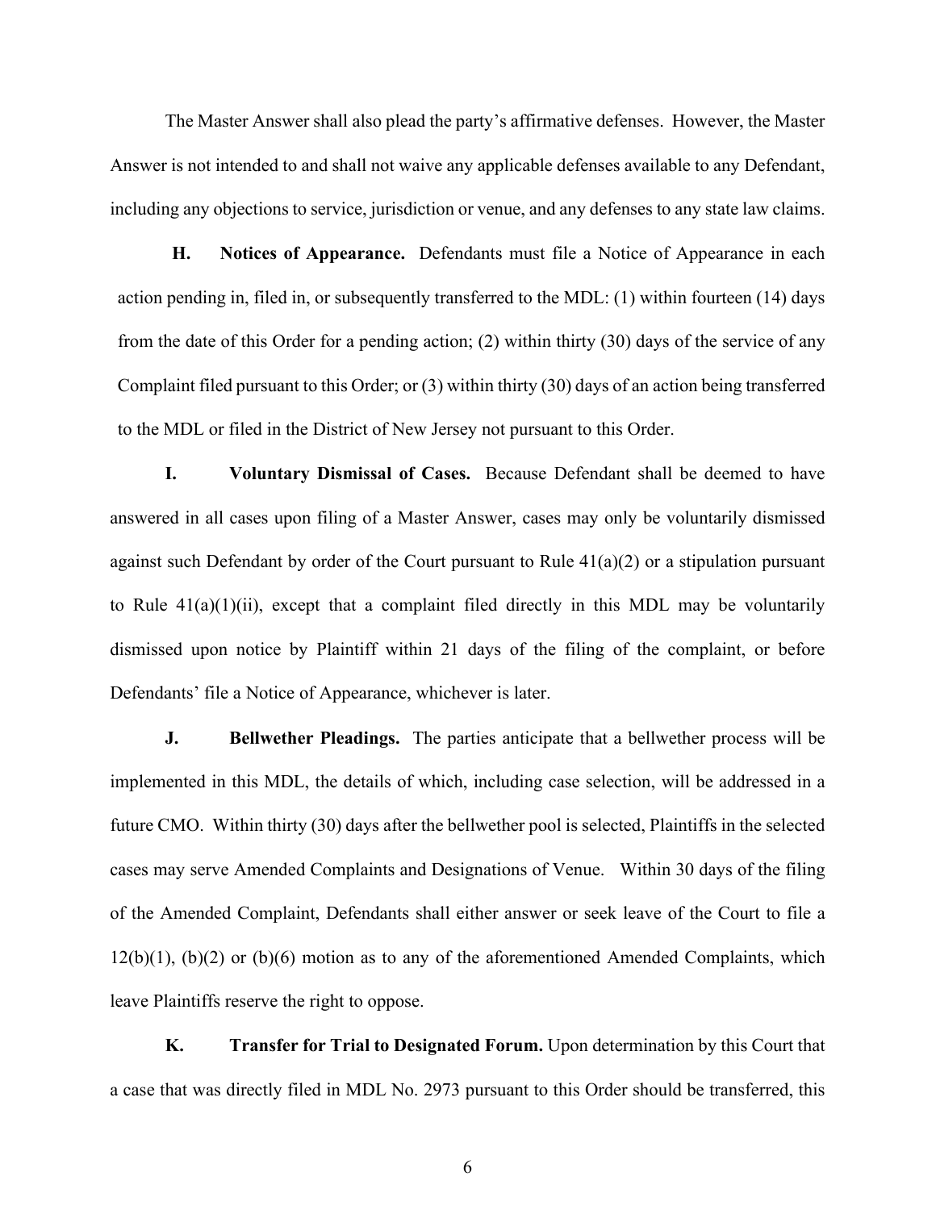The Master Answer shall also plead the party's affirmative defenses. However, the Master Answer is not intended to and shall not waive any applicable defenses available to any Defendant, including any objections to service, jurisdiction or venue, and any defenses to any state law claims.

**H. Notices of Appearance.** Defendants must file a Notice of Appearance in each action pending in, filed in, or subsequently transferred to the MDL: (1) within fourteen (14) days from the date of this Order for a pending action; (2) within thirty (30) days of the service of any Complaint filed pursuant to this Order; or (3) within thirty (30) days of an action being transferred to the MDL or filed in the District of New Jersey not pursuant to this Order.

**I. Voluntary Dismissal of Cases.** Because Defendant shall be deemed to have answered in all cases upon filing of a Master Answer, cases may only be voluntarily dismissed against such Defendant by order of the Court pursuant to Rule 41(a)(2) or a stipulation pursuant to Rule 41(a)(1)(ii), except that a complaint filed directly in this MDL may be voluntarily dismissed upon notice by Plaintiff within 21 days of the filing of the complaint, or before Defendants' file a Notice of Appearance, whichever is later.

**J. Bellwether Pleadings.** The parties anticipate that a bellwether process will be implemented in this MDL, the details of which, including case selection, will be addressed in a future CMO. Within thirty (30) days after the bellwether pool is selected, Plaintiffs in the selected cases may serve Amended Complaints and Designations of Venue. Within 30 days of the filing of the Amended Complaint, Defendants shall either answer or seek leave of the Court to file a 12(b)(1), (b)(2) or (b)(6) motion as to any of the aforementioned Amended Complaints, which leave Plaintiffs reserve the right to oppose.

**K. Transfer for Trial to Designated Forum.** Upon determination by this Court that a case that was directly filed in MDL No. 2973 pursuant to this Order should be transferred, this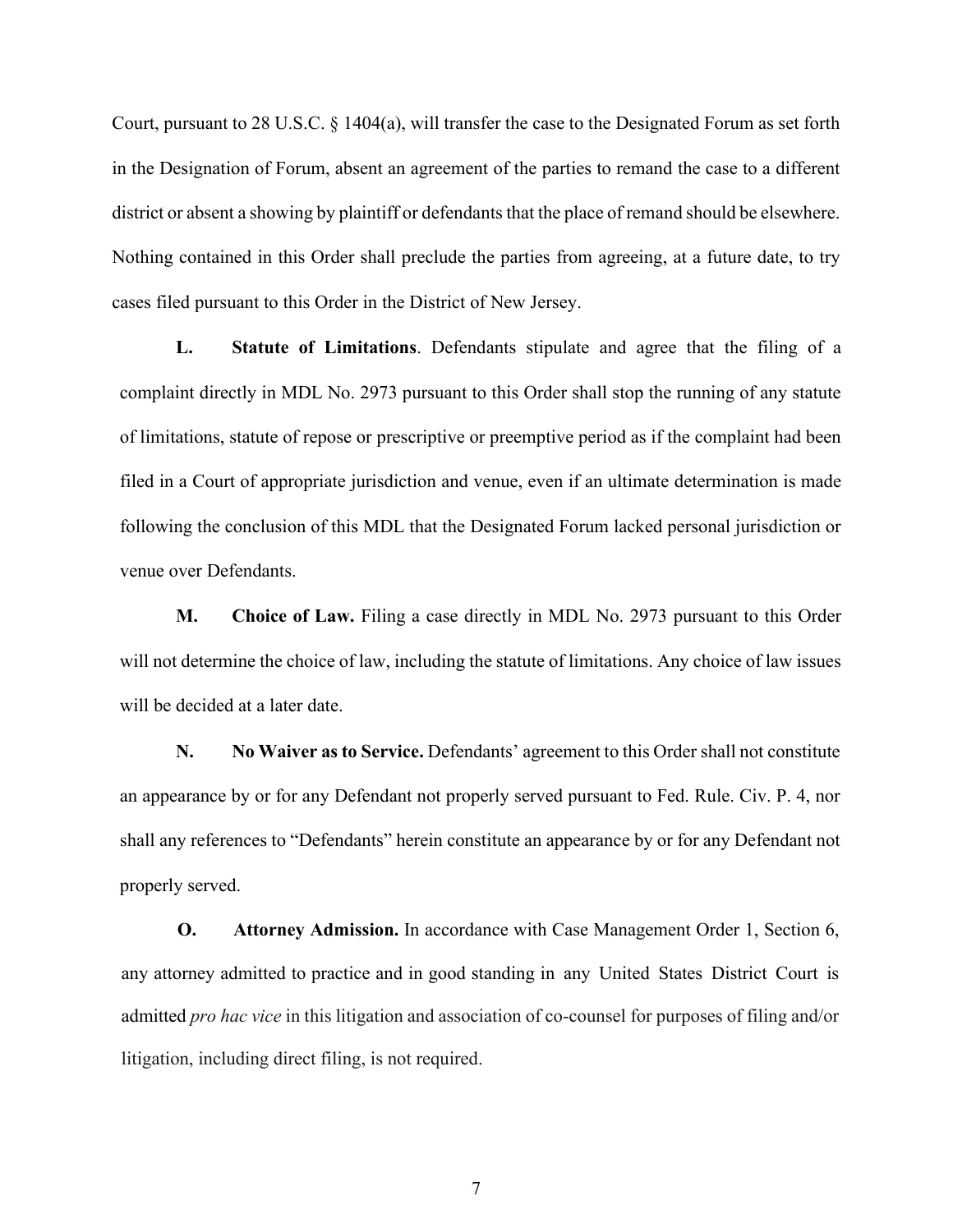Court, pursuant to 28 U.S.C. § 1404(a), will transfer the case to the Designated Forum as set forth in the Designation of Forum, absent an agreement of the parties to remand the case to a different district or absent a showing by plaintiff or defendants that the place of remand should be elsewhere. Nothing contained in this Order shall preclude the parties from agreeing, at a future date, to try cases filed pursuant to this Order in the District of New Jersey.

**L. Statute of Limitations**. Defendants stipulate and agree that the filing of a complaint directly in MDL No. 2973 pursuant to this Order shall stop the running of any statute of limitations, statute of repose or prescriptive or preemptive period as if the complaint had been filed in a Court of appropriate jurisdiction and venue, even if an ultimate determination is made following the conclusion of this MDL that the Designated Forum lacked personal jurisdiction or venue over Defendants.

**M. Choice of Law.** Filing a case directly in MDL No. 2973 pursuant to this Order will not determine the choice of law, including the statute of limitations. Any choice of law issues will be decided at a later date.

**N. No Waiver as to Service.** Defendants' agreement to this Order shall not constitute an appearance by or for any Defendant not properly served pursuant to Fed. Rule. Civ. P. 4, nor shall any references to "Defendants" herein constitute an appearance by or for any Defendant not properly served.

**O. Attorney Admission.** In accordance with Case Management Order 1, Section 6, any attorney admitted to practice and in good standing in any United States District Court is admitted *pro hac vice* in this litigation and association of co-counsel for purposes of filing and/or litigation, including direct filing, is not required.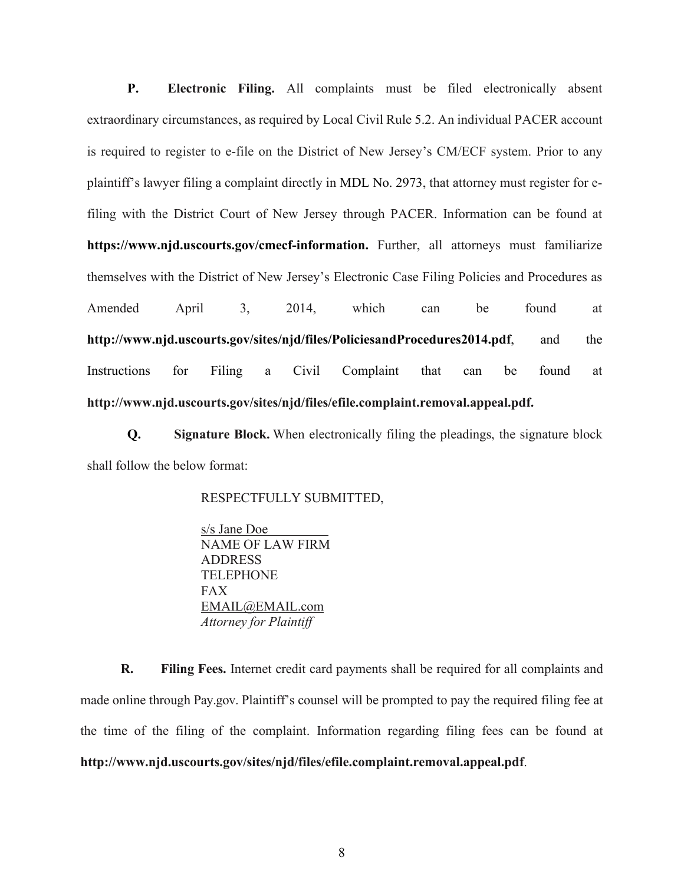**P. Electronic Filing.** All complaints must be filed electronically absent extraordinary circumstances, as required by Local Civil Rule 5.2. An individual PACER account is required to register to e-file on the District of New Jersey's CM/ECF system. Prior to any plaintiff's lawyer filing a complaint directly in MDL No. 2973, that attorney must register for e-filing with the District Court of New Jersey through PACER. Information can be found at **https://www.njd.uscourts.gov/cmecf-information.** Further, all attorneys must familiarize themselves with the District of New Jersey's Electronic Case Filing Policies and Procedures as Amended April 3, 2014, which can be found at **http://www.njd.uscourts.gov/sites/njd/files/PoliciesandProcedures2014.pdf**, and the Instructions for Filing a Civil Complaint that can be found at **http://www.njd.uscourts.gov/sites/njd/files/efile.complaint.removal.appeal.pdf.**

**Q. Signature Block.** When electronically filing the pleadings, the signature block shall follow the below format:

RESPECTFULLY SUBMITTED,

s/s Jane Doe
NAME OF LAW FIRM
ADDRESS
TELEPHONE
FAX
EMAIL@EMAIL.com
*Attorney for Plaintiff*

**R. Filing Fees.** Internet credit card payments shall be required for all complaints and made online through Pay.gov. Plaintiff's counsel will be prompted to pay the required filing fee at the time of the filing of the complaint. Information regarding filing fees can be found at **http://www.njd.uscourts.gov/sites/njd/files/efile.complaint.removal.appeal.pdf**.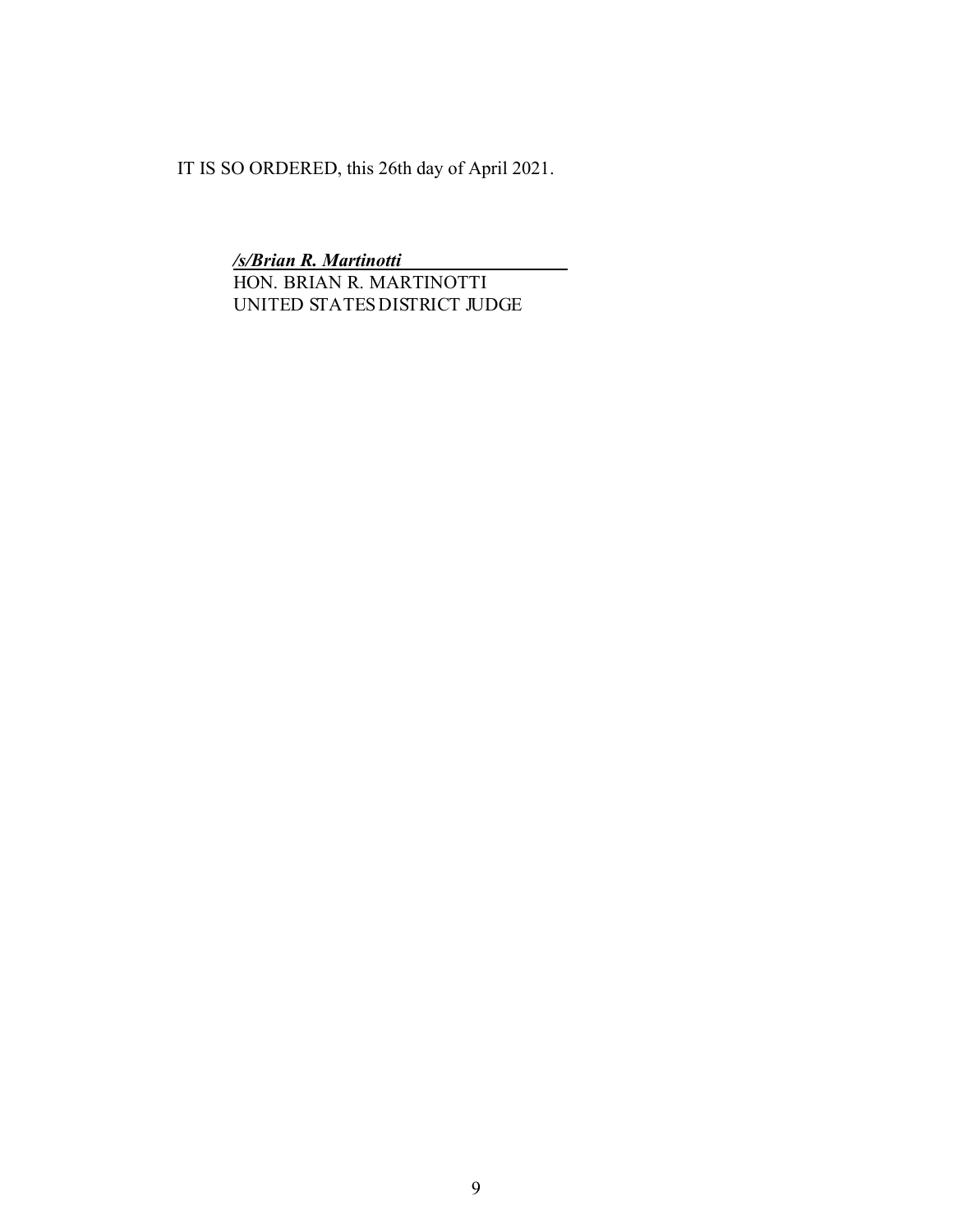IT IS SO ORDERED, this 26th day of April 2021.

***/s/Brian R. Martinotti***
HON. BRIAN R. MARTINOTTI
UNITED STATES DISTRICT JUDGE